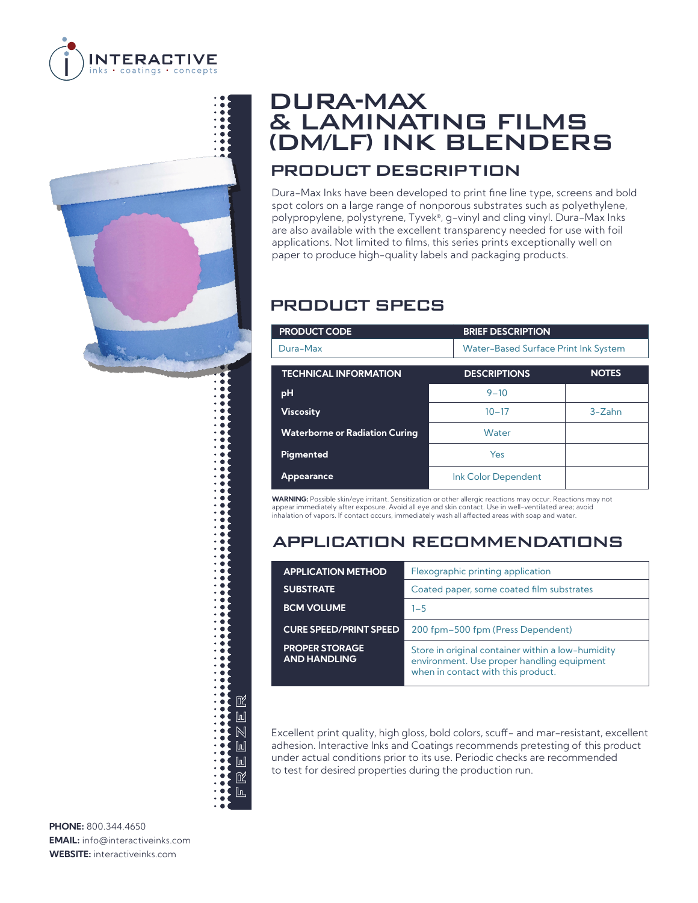# DURA-MAX & LAMINATING FILMS (DM/LF) INK BLENDERS

## PRODUCT DESCRIPTION

Dura-Max Inks have been developed to print fine line type, screens and bold spot colors on a large range of nonporous substrates such as polyethylene, polypropylene, polystyrene, Tyvek®, g-vinyl and cling vinyl. Dura-Max Inks are also available with the excellent transparency needed for use with foil applications. Not limited to films, this series prints exceptionally well on paper to produce high-quality labels and packaging products.

## PRODUCT SPECS

| PRODUCT CODE | BRIEF DESCRIPTION |
| --- | --- |
| Dura-Max | Water-Based Surface Print Ink System |

| TECHNICAL INFORMATION | DESCRIPTIONS | NOTES |
| --- | --- | --- |
| pH | 9–10 | |
| Viscosity | 10–17 | 3-Zahn |
| Waterborne or Radiation Curing | Water | |
| Pigmented | Yes | |
| Appearance | Ink Color Dependent | |

**WARNING:** Possible skin/eye irritant. Sensitization or other allergic reactions may occur. Reactions may not appear immediately after exposure. Avoid all eye and skin contact. Use in well-ventilated area; avoid inhalation of vapors. If contact occurs, immediately wash all affected areas with soap and water.

## APPLICATION RECOMMENDATIONS

| | |
| --- | --- |
| APPLICATION METHOD | Flexographic printing application |
| SUBSTRATE | Coated paper, some coated film substrates |
| BCM VOLUME | 1–5 |
| CURE SPEED/PRINT SPEED | 200 fpm–500 fpm (Press Dependent) |
| PROPER STORAGE AND HANDLING | Store in original container within a low-humidity environment. Use proper handling equipment when in contact with this product. |

Excellent print quality, high gloss, bold colors, scuff- and mar-resistant, excellent adhesion. Interactive Inks and Coatings recommends pretesting of this product under actual conditions prior to its use. Periodic checks are recommended to test for desired properties during the production run.

FREEZER

**PHONE:** 800.344.4650
**EMAIL:** info@interactiveinks.com
**WEBSITE:** interactiveinks.com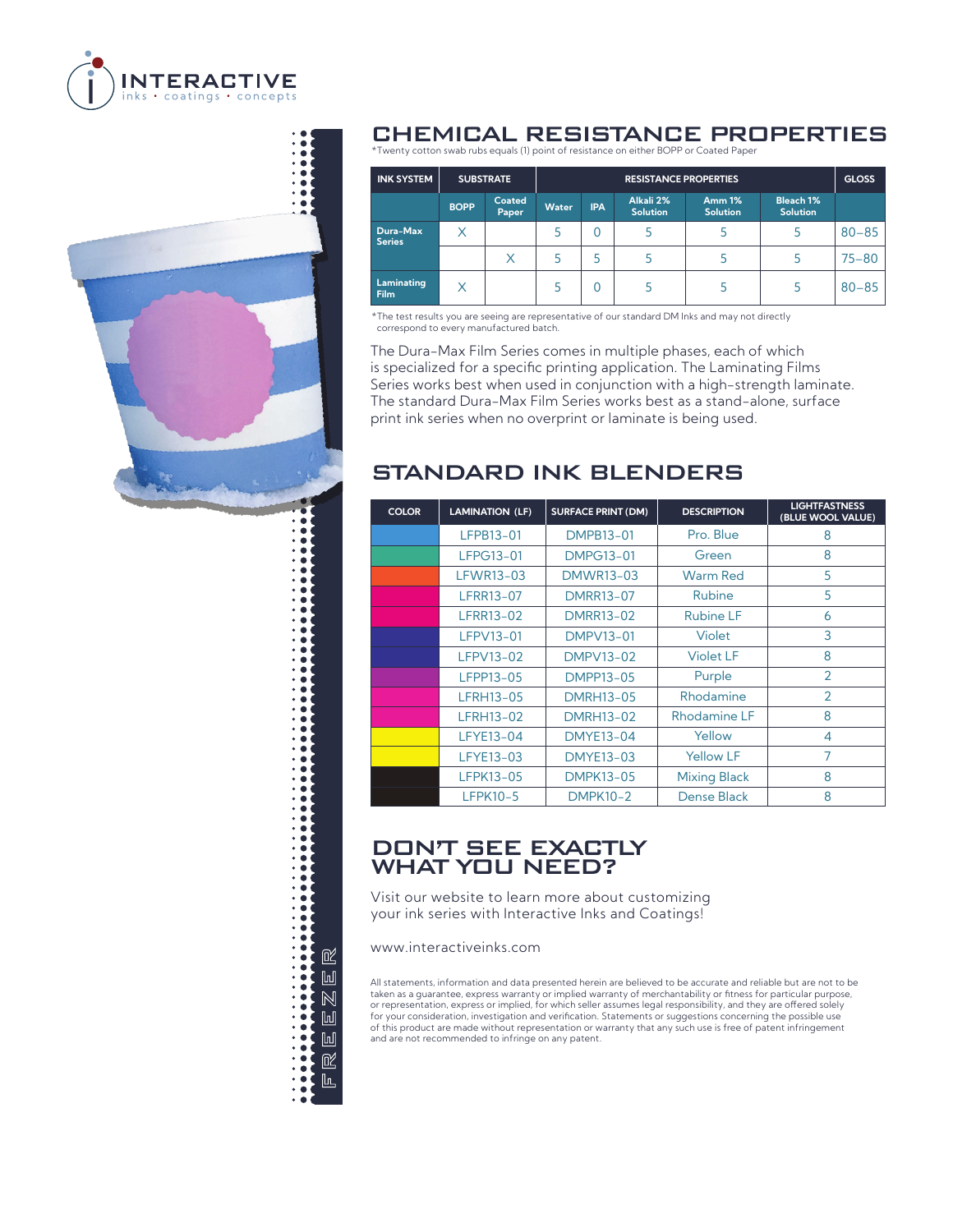## CHEMICAL RESISTANCE PROPERTIES

*Twenty cotton swab rubs equals (1) point of resistance on either BOPP or Coated Paper

| INK SYSTEM | SUBSTRATE | | RESISTANCE PROPERTIES | | | | | GLOSS |
|---|---|---|---|---|---|---|---|---|
| | BOPP | Coated Paper | Water | IPA | Alkali 2% Solution | Amm 1% Solution | Bleach 1% Solution | |
| Dura-Max Series | X | | 5 | 0 | 5 | 5 | 5 | 80–85 |
| | | X | 5 | 5 | 5 | 5 | 5 | 75–80 |
| Laminating Film | X | | 5 | 0 | 5 | 5 | 5 | 80–85 |

*The test results you are seeing are representative of our standard DM Inks and may not directly correspond to every manufactured batch.

The Dura-Max Film Series comes in multiple phases, each of which is specialized for a specific printing application. The Laminating Films Series works best when used in conjunction with a high-strength laminate. The standard Dura-Max Film Series works best as a stand-alone, surface print ink series when no overprint or laminate is being used.

## STANDARD INK BLENDERS

| COLOR | LAMINATION (LF) | SURFACE PRINT (DM) | DESCRIPTION | LIGHTFASTNESS (BLUE WOOL VALUE) |
|---|---|---|---|---|
| | LFPB13-01 | DMPB13-01 | Pro. Blue | 8 |
| | LFPG13-01 | DMPG13-01 | Green | 8 |
| | LFWR13-03 | DMWR13-03 | Warm Red | 5 |
| | LFRR13-07 | DMRR13-07 | Rubine | 5 |
| | LFRR13-02 | DMRR13-02 | Rubine LF | 6 |
| | LFPV13-01 | DMPV13-01 | Violet | 3 |
| | LFPV13-02 | DMPV13-02 | Violet LF | 8 |
| | LFPP13-05 | DMPP13-05 | Purple | 2 |
| | LFRH13-05 | DMRH13-05 | Rhodamine | 2 |
| | LFRH13-02 | DMRH13-02 | Rhodamine LF | 8 |
| | LFYE13-04 | DMYE13-04 | Yellow | 4 |
| | LFYE13-03 | DMYE13-03 | Yellow LF | 7 |
| | LFPK13-05 | DMPK13-05 | Mixing Black | 8 |
| | LFPK10-5 | DMPK10-2 | Dense Black | 8 |

## DON'T SEE EXACTLY WHAT YOU NEED?

Visit our website to learn more about customizing your ink series with Interactive Inks and Coatings!

www.interactiveinks.com

All statements, information and data presented herein are believed to be accurate and reliable but are not to be taken as a guarantee, express warranty or implied warranty of merchantability or fitness for particular purpose, or representation, express or implied, for which seller assumes legal responsibility, and they are offered solely for your consideration, investigation and verification. Statements or suggestions concerning the possible use of this product are made without representation or warranty that any such use is free of patent infringement and are not recommended to infringe on any patent.

FREEZER